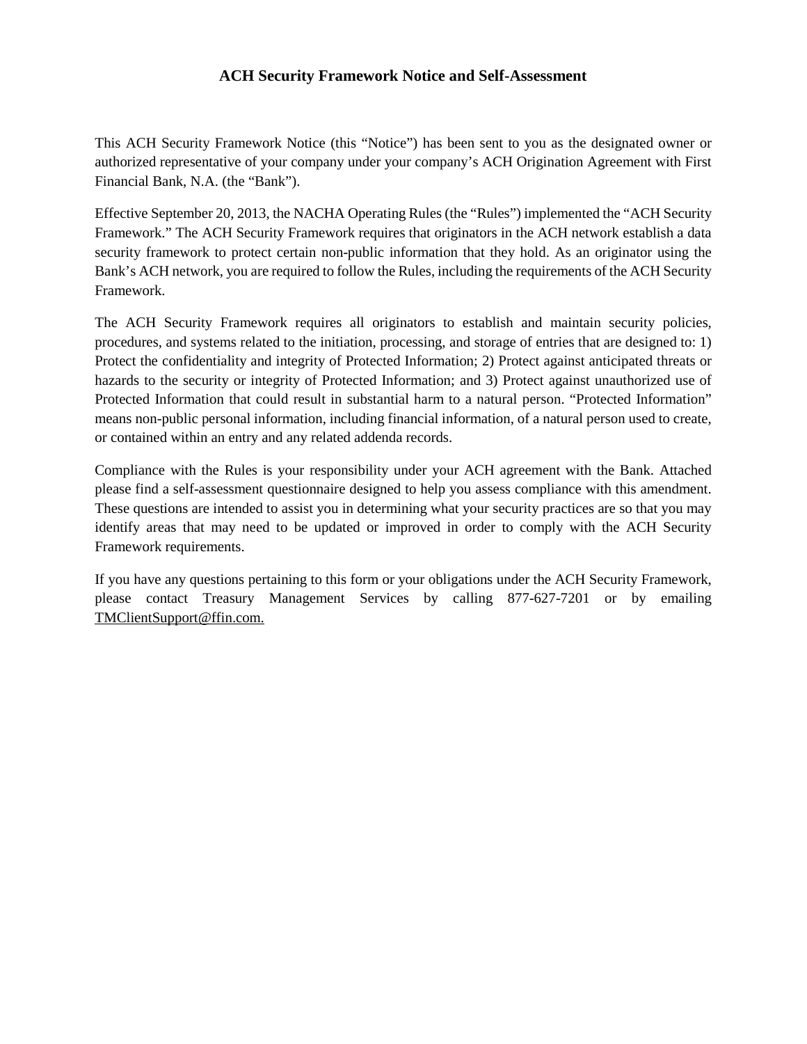# ACH Security Framework Notice and Self-Assessment

This ACH Security Framework Notice (this "Notice") has been sent to you as the designated owner or authorized representative of your company under your company's ACH Origination Agreement with First Financial Bank, N.A. (the "Bank").

Effective September 20, 2013, the NACHA Operating Rules (the "Rules") implemented the "ACH Security Framework." The ACH Security Framework requires that originators in the ACH network establish a data security framework to protect certain non-public information that they hold. As an originator using the Bank's ACH network, you are required to follow the Rules, including the requirements of the ACH Security Framework.

The ACH Security Framework requires all originators to establish and maintain security policies, procedures, and systems related to the initiation, processing, and storage of entries that are designed to: 1) Protect the confidentiality and integrity of Protected Information; 2) Protect against anticipated threats or hazards to the security or integrity of Protected Information; and 3) Protect against unauthorized use of Protected Information that could result in substantial harm to a natural person. "Protected Information" means non-public personal information, including financial information, of a natural person used to create, or contained within an entry and any related addenda records.

Compliance with the Rules is your responsibility under your ACH agreement with the Bank. Attached please find a self-assessment questionnaire designed to help you assess compliance with this amendment. These questions are intended to assist you in determining what your security practices are so that you may identify areas that may need to be updated or improved in order to comply with the ACH Security Framework requirements.

If you have any questions pertaining to this form or your obligations under the ACH Security Framework, please contact Treasury Management Services by calling 877-627-7201 or by emailing TMClientSupport@ffin.com.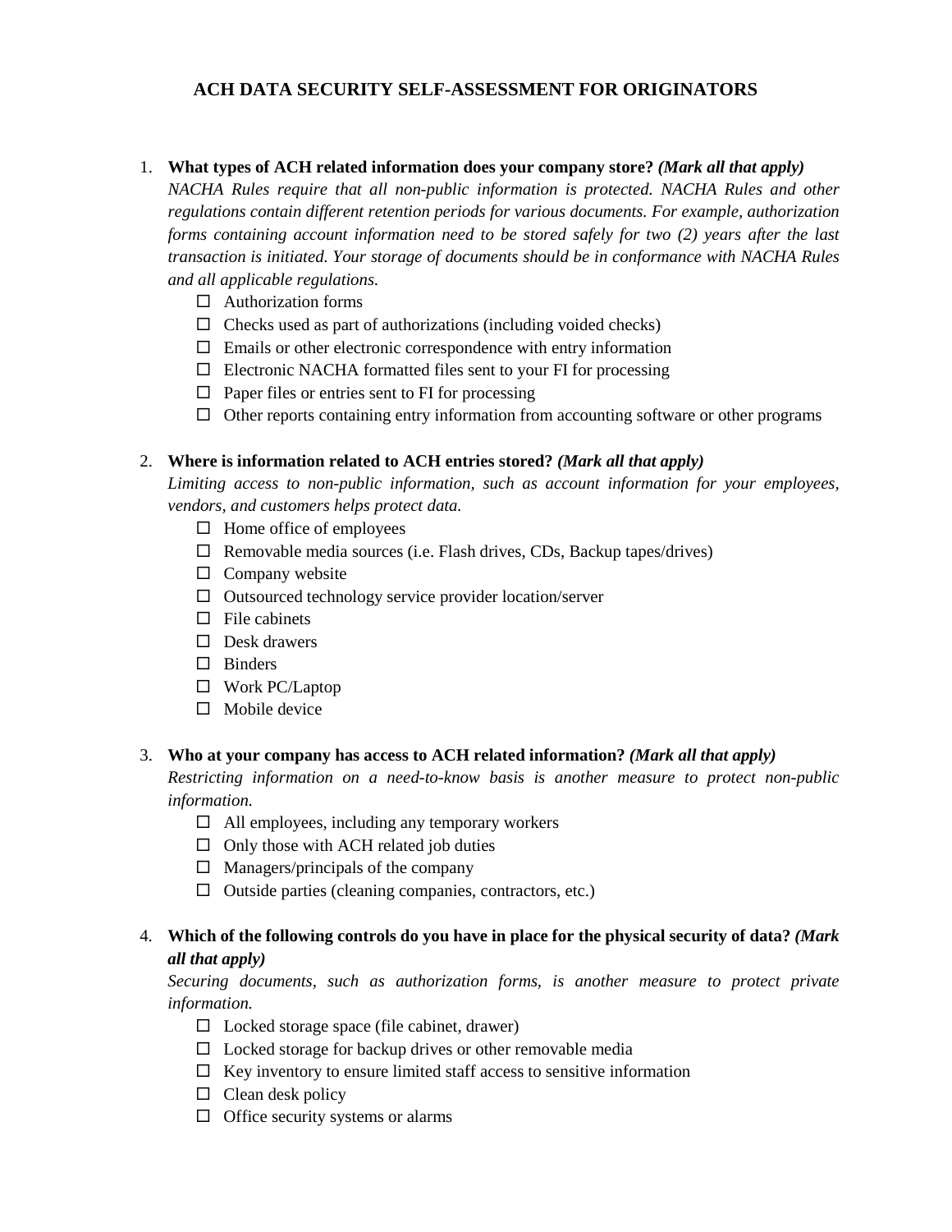# ACH DATA SECURITY SELF-ASSESSMENT FOR ORIGINATORS

1. **What types of ACH related information does your company store?** ***(Mark all that apply)***
   *NACHA Rules require that all non-public information is protected. NACHA Rules and other regulations contain different retention periods for various documents. For example, authorization forms containing account information need to be stored safely for two (2) years after the last transaction is initiated. Your storage of documents should be in conformance with NACHA Rules and all applicable regulations.*
   - ☐ Authorization forms
   - ☐ Checks used as part of authorizations (including voided checks)
   - ☐ Emails or other electronic correspondence with entry information
   - ☐ Electronic NACHA formatted files sent to your FI for processing
   - ☐ Paper files or entries sent to FI for processing
   - ☐ Other reports containing entry information from accounting software or other programs

2. **Where is information related to ACH entries stored?** ***(Mark all that apply)***
   *Limiting access to non-public information, such as account information for your employees, vendors, and customers helps protect data.*
   - ☐ Home office of employees
   - ☐ Removable media sources (i.e. Flash drives, CDs, Backup tapes/drives)
   - ☐ Company website
   - ☐ Outsourced technology service provider location/server
   - ☐ File cabinets
   - ☐ Desk drawers
   - ☐ Binders
   - ☐ Work PC/Laptop
   - ☐ Mobile device

3. **Who at your company has access to ACH related information?** ***(Mark all that apply)***
   *Restricting information on a need-to-know basis is another measure to protect non-public information.*
   - ☐ All employees, including any temporary workers
   - ☐ Only those with ACH related job duties
   - ☐ Managers/principals of the company
   - ☐ Outside parties (cleaning companies, contractors, etc.)

4. **Which of the following controls do you have in place for the physical security of data?** ***(Mark all that apply)***
   *Securing documents, such as authorization forms, is another measure to protect private information.*
   - ☐ Locked storage space (file cabinet, drawer)
   - ☐ Locked storage for backup drives or other removable media
   - ☐ Key inventory to ensure limited staff access to sensitive information
   - ☐ Clean desk policy
   - ☐ Office security systems or alarms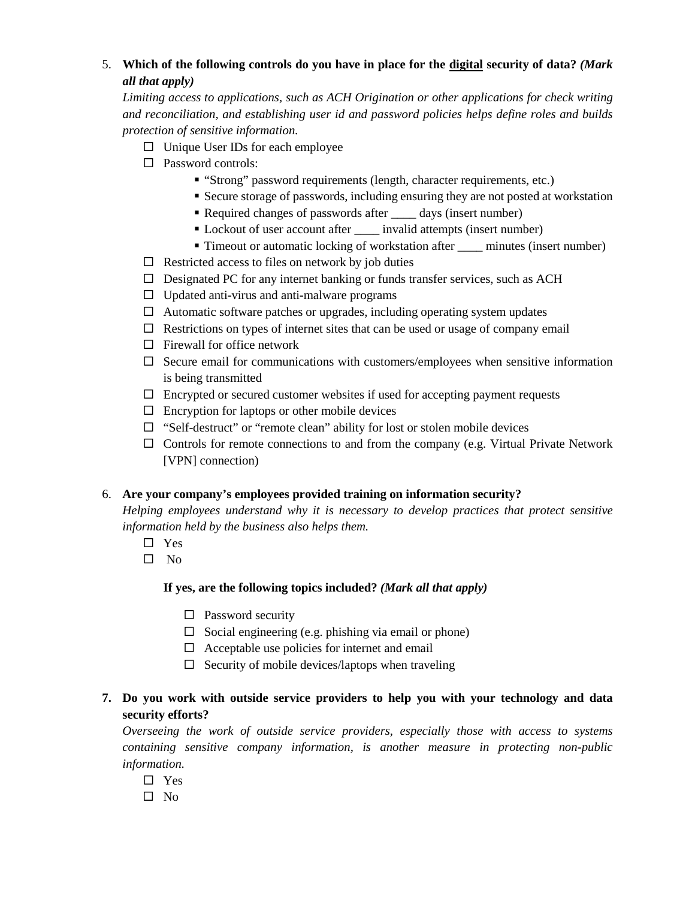5. **Which of the following controls do you have in place for the <u>digital</u> security of data?** ***(Mark all that apply)***

   *Limiting access to applications, such as ACH Origination or other applications for check writing and reconciliation, and establishing user id and password policies helps define roles and builds protection of sensitive information.*

   - ☐ Unique User IDs for each employee
   - ☐ Password controls:
     - "Strong" password requirements (length, character requirements, etc.)
     - Secure storage of passwords, including ensuring they are not posted at workstation
     - Required changes of passwords after ____ days (insert number)
     - Lockout of user account after ____ invalid attempts (insert number)
     - Timeout or automatic locking of workstation after ____ minutes (insert number)
   - ☐ Restricted access to files on network by job duties
   - ☐ Designated PC for any internet banking or funds transfer services, such as ACH
   - ☐ Updated anti-virus and anti-malware programs
   - ☐ Automatic software patches or upgrades, including operating system updates
   - ☐ Restrictions on types of internet sites that can be used or usage of company email
   - ☐ Firewall for office network
   - ☐ Secure email for communications with customers/employees when sensitive information is being transmitted
   - ☐ Encrypted or secured customer websites if used for accepting payment requests
   - ☐ Encryption for laptops or other mobile devices
   - ☐ "Self-destruct" or "remote clean" ability for lost or stolen mobile devices
   - ☐ Controls for remote connections to and from the company (e.g. Virtual Private Network [VPN] connection)

6. **Are your company's employees provided training on information security?**

   *Helping employees understand why it is necessary to develop practices that protect sensitive information held by the business also helps them.*

   - ☐ Yes
   - ☐ No

   **If yes, are the following topics included?** ***(Mark all that apply)***

   - ☐ Password security
   - ☐ Social engineering (e.g. phishing via email or phone)
   - ☐ Acceptable use policies for internet and email
   - ☐ Security of mobile devices/laptops when traveling

7. **Do you work with outside service providers to help you with your technology and data security efforts?**

   *Overseeing the work of outside service providers, especially those with access to systems containing sensitive company information, is another measure in protecting non-public information.*

   - ☐ Yes
   - ☐ No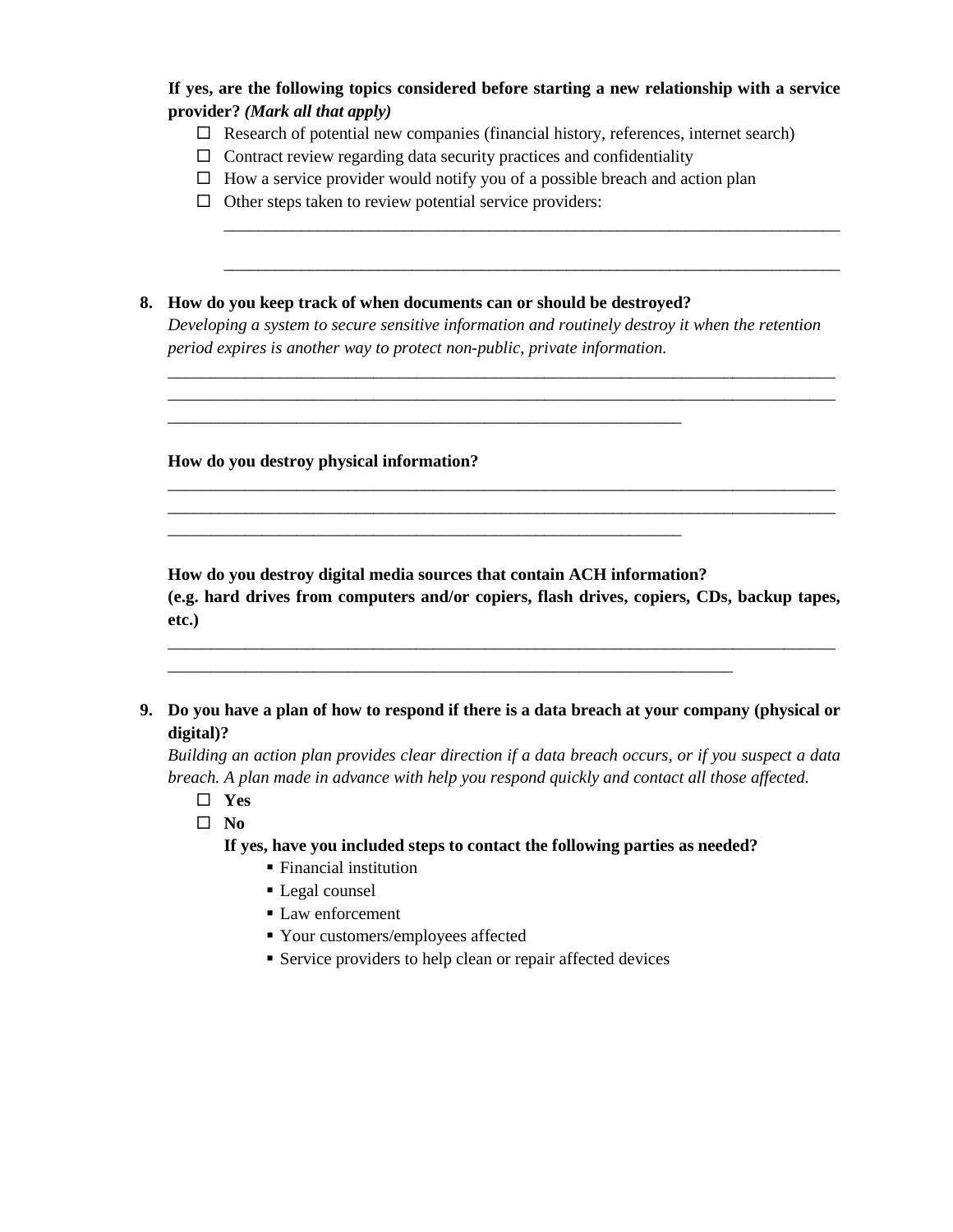**If yes, are the following topics considered before starting a new relationship with a service provider?** ***(Mark all that apply)***

- ☐ Research of potential new companies (financial history, references, internet search)
- ☐ Contract review regarding data security practices and confidentiality
- ☐ How a service provider would notify you of a possible breach and action plan
- ☐ Other steps taken to review potential service providers:

  ___________________________________________________________________________

  ___________________________________________________________________________

**8. How do you keep track of when documents can or should be destroyed?**
*Developing a system to secure sensitive information and routinely destroy it when the retention period expires is another way to protect non-public, private information.*

___________________________________________________________________________
___________________________________________________________________________
___________________________________________________________

**How do you destroy physical information?**

___________________________________________________________________________
___________________________________________________________________________
___________________________________________________________

**How do you destroy digital media sources that contain ACH information?**
**(e.g. hard drives from computers and/or copiers, flash drives, copiers, CDs, backup tapes, etc.)**

___________________________________________________________________________
_________________________________________________________________

**9. Do you have a plan of how to respond if there is a data breach at your company (physical or digital)?**
*Building an action plan provides clear direction if a data breach occurs, or if you suspect a data breach. A plan made in advance with help you respond quickly and contact all those affected.*

- ☐ **Yes**
- ☐ **No**

**If yes, have you included steps to contact the following parties as needed?**

- Financial institution
- Legal counsel
- Law enforcement
- Your customers/employees affected
- Service providers to help clean or repair affected devices